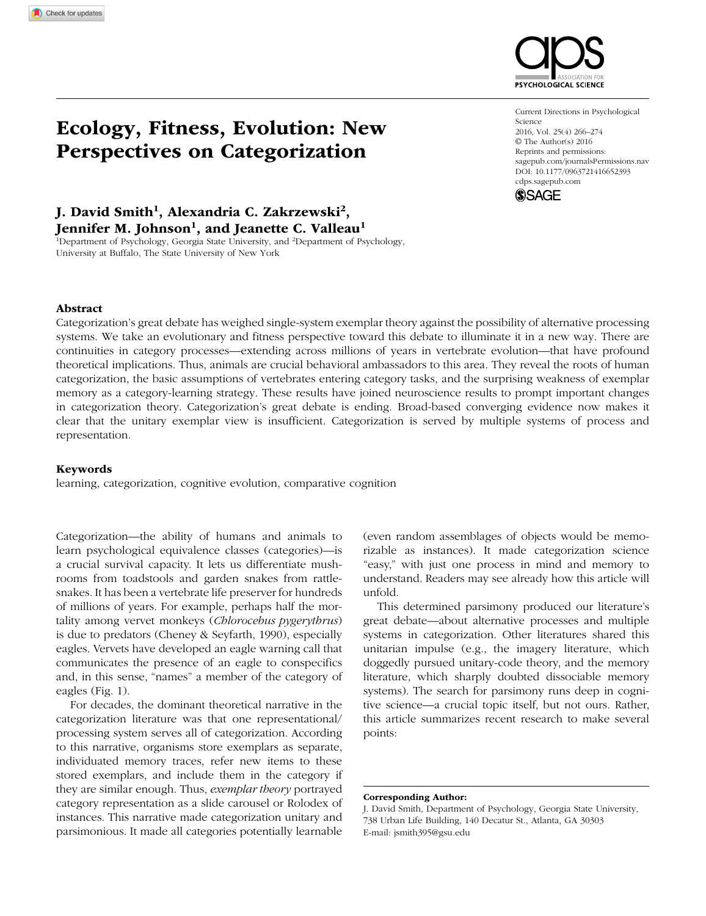# Ecology, Fitness, Evolution: New Perspectives on Categorization

Current Directions in Psychological Science
© The Author(s) 2016
Reprints and permissions: sagepub.com/journalsPermissions.nav
DOI: 10.1177/0963721416652393
cdps.sagepub.com

**J. David Smith[1], Alexandria C. Zakrzewski[2], Jennifer M. Johnson[1], and Jeanette C. Valleau[1]**

[1]Department of Psychology, Georgia State University, and [2]Department of Psychology, University at Buffalo, The State University of New York

## Abstract

Categorization's great debate has weighed single-system exemplar theory against the possibility of alternative processing systems. We take an evolutionary and fitness perspective toward this debate to illuminate it in a new way. There are continuities in category processes—extending across millions of years in vertebrate evolution—that have profound theoretical implications. Thus, animals are crucial behavioral ambassadors to this area. They reveal the roots of human categorization, the basic assumptions of vertebrates entering category tasks, and the surprising weakness of exemplar memory as a category-learning strategy. These results have joined neuroscience results to prompt important changes in categorization theory. Categorization's great debate is ending. Broad-based converging evidence now makes it clear that the unitary exemplar view is insufficient. Categorization is served by multiple systems of process and representation.

### Keywords

learning, categorization, cognitive evolution, comparative cognition

Categorization—the ability of humans and animals to learn psychological equivalence classes (categories)—is a crucial survival capacity. It lets us differentiate mushrooms from toadstools and garden snakes from rattlesnakes. It has been a vertebrate life preserver for hundreds of millions of years. For example, perhaps half the mortality among vervet monkeys (*Chlorocebus pygerythrus*) is due to predators (Cheney & Seyfarth, 1990), especially eagles. Vervets have developed an eagle warning call that communicates the presence of an eagle to conspecifics and, in this sense, "names" a member of the category of eagles (Fig. 1).

For decades, the dominant theoretical narrative in the categorization literature was that one representational/processing system serves all of categorization. According to this narrative, organisms store exemplars as separate, individuated memory traces, refer new items to these stored exemplars, and include them in the category if they are similar enough. Thus, *exemplar theory* portrayed category representation as a slide carousel or Rolodex of instances. This narrative made categorization unitary and parsimonious. It made all categories potentially learnable (even random assemblages of objects would be memorizable as instances). It made categorization science "easy," with just one process in mind and memory to understand. Readers may see already how this article will unfold.

This determined parsimony produced our literature's great debate—about alternative processes and multiple systems in categorization. Other literatures shared this unitarian impulse (e.g., the imagery literature, which doggedly pursued unitary-code theory, and the memory literature, which sharply doubted dissociable memory systems). The search for parsimony runs deep in cognitive science—a crucial topic itself, but not ours. Rather, this article summarizes recent research to make several points:

**Corresponding Author:**
J. David Smith, Department of Psychology, Georgia State University, 738 Urban Life Building, 140 Decatur St., Atlanta, GA 30303
E-mail: jsmith395@gsu.edu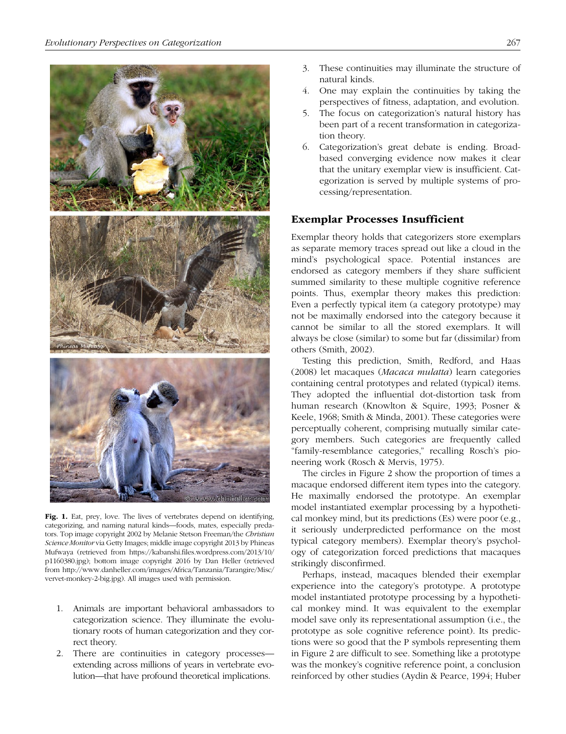Fig. 1. Eat, prey, love. The lives of vertebrates depend on identifying, categorizing, and naming natural kinds—foods, mates, especially predators. Top image copyright 2002 by Melanie Stetson Freeman/the *Christian Science Monitor* via Getty Images; middle image copyright 2013 by Phineas Mufwaya (retrieved from https://kabanshi.files.wordpress.com/2013/10/p1160380.jpg); bottom image copyright 2016 by Dan Heller (retrieved from http://www.danheller.com/images/Africa/Tanzania/Tarangire/Misc/vervet-monkey-2-big.jpg). All images used with permission.

1. Animals are important behavioral ambassadors to categorization science. They illuminate the evolutionary roots of human categorization and they correct theory.
2. There are continuities in category processes—extending across millions of years in vertebrate evolution—that have profound theoretical implications.
3. These continuities may illuminate the structure of natural kinds.
4. One may explain the continuities by taking the perspectives of fitness, adaptation, and evolution.
5. The focus on categorization's natural history has been part of a recent transformation in categorization theory.
6. Categorization's great debate is ending. Broad-based converging evidence now makes it clear that the unitary exemplar view is insufficient. Categorization is served by multiple systems of processing/representation.

## Exemplar Processes Insufficient

Exemplar theory holds that categorizers store exemplars as separate memory traces spread out like a cloud in the mind's psychological space. Potential instances are endorsed as category members if they share sufficient summed similarity to these multiple cognitive reference points. Thus, exemplar theory makes this prediction: Even a perfectly typical item (a category prototype) may not be maximally endorsed into the category because it cannot be similar to all the stored exemplars. It will always be close (similar) to some but far (dissimilar) from others (Smith, 2002).

Testing this prediction, Smith, Redford, and Haas (2008) let macaques (*Macaca mulatta*) learn categories containing central prototypes and related (typical) items. They adopted the influential dot-distortion task from human research (Knowlton & Squire, 1993; Posner & Keele, 1968; Smith & Minda, 2001). These categories were perceptually coherent, comprising mutually similar category members. Such categories are frequently called "family-resemblance categories," recalling Rosch's pioneering work (Rosch & Mervis, 1975).

The circles in Figure 2 show the proportion of times a macaque endorsed different item types into the category. He maximally endorsed the prototype. An exemplar model instantiated exemplar processing by a hypothetical monkey mind, but its predictions (Es) were poor (e.g., it seriously underpredicted performance on the most typical category members). Exemplar theory's psychology of categorization forced predictions that macaques strikingly disconfirmed.

Perhaps, instead, macaques blended their exemplar experience into the category's prototype. A prototype model instantiated prototype processing by a hypothetical monkey mind. It was equivalent to the exemplar model save only its representational assumption (i.e., the prototype as sole cognitive reference point). Its predictions were so good that the P symbols representing them in Figure 2 are difficult to see. Something like a prototype was the monkey's cognitive reference point, a conclusion reinforced by other studies (Aydin & Pearce, 1994; Huber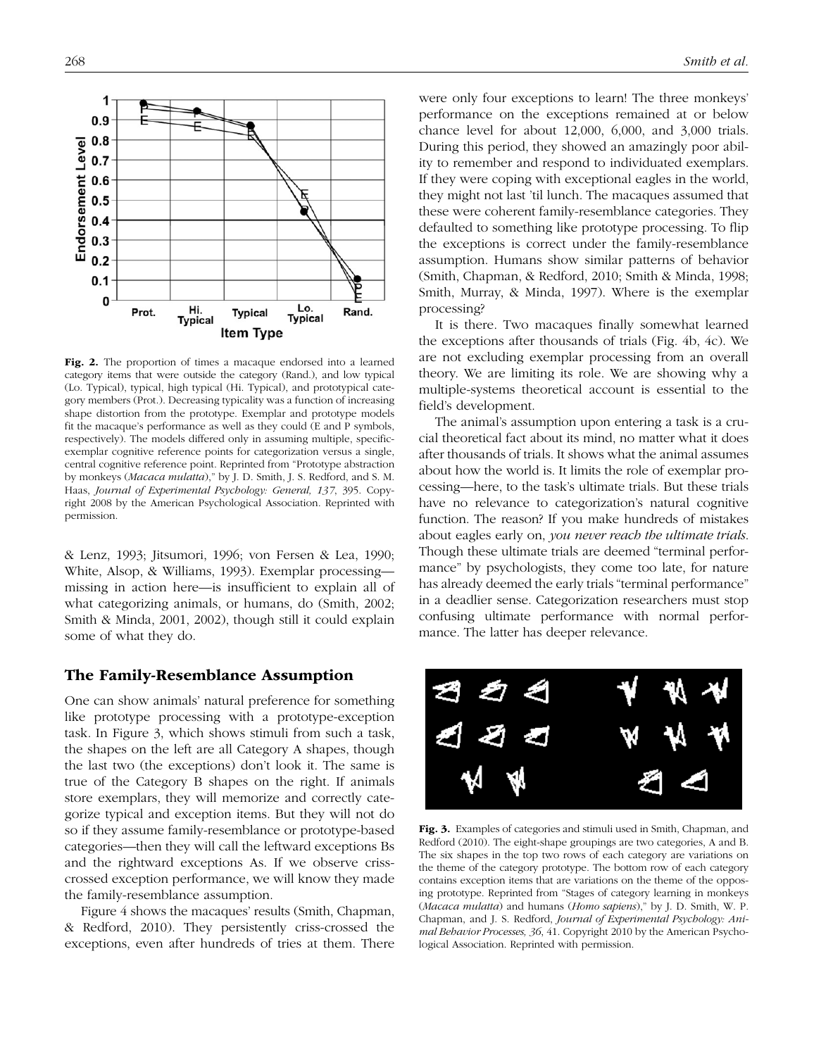Fig. 2. The proportion of times a macaque endorsed into a learned category items that were outside the category (Rand.), and low typical (Lo. Typical), typical, high typical (Hi. Typical), and prototypical category members (Prot.). Decreasing typicality was a function of increasing shape distortion from the prototype. Exemplar and prototype models fit the macaque's performance as well as they could (E and P symbols, respectively). The models differed only in assuming multiple, specific-exemplar cognitive reference points for categorization versus a single, central cognitive reference point. Reprinted from "Prototype abstraction by monkeys (*Macaca mulatta*)," by J. D. Smith, J. S. Redford, and S. M. Haas, *Journal of Experimental Psychology: General, 137*, 395. Copyright 2008 by the American Psychological Association. Reprinted with permission.

& Lenz, 1993; Jitsumori, 1996; von Fersen & Lea, 1990; White, Alsop, & Williams, 1993). Exemplar processing—missing in action here—is insufficient to explain all of what categorizing animals, or humans, do (Smith, 2002; Smith & Minda, 2001, 2002), though still it could explain some of what they do.

## The Family-Resemblance Assumption

One can show animals' natural preference for something like prototype processing with a prototype-exception task. In Figure 3, which shows stimuli from such a task, the shapes on the left are all Category A shapes, though the last two (the exceptions) don't look it. The same is true of the Category B shapes on the right. If animals store exemplars, they will memorize and correctly categorize typical and exception items. But they will not do so if they assume family-resemblance or prototype-based categories—then they will call the leftward exceptions Bs and the rightward exceptions As. If we observe criss-crossed exception performance, we will know they made the family-resemblance assumption.

Figure 4 shows the macaques' results (Smith, Chapman, & Redford, 2010). They persistently criss-crossed the exceptions, even after hundreds of tries at them. There were only four exceptions to learn! The three monkeys' performance on the exceptions remained at or below chance level for about 12,000, 6,000, and 3,000 trials. During this period, they showed an amazingly poor ability to remember and respond to individuated exemplars. If they were coping with exceptional eagles in the world, they might not last 'til lunch. The macaques assumed that these were coherent family-resemblance categories. They defaulted to something like prototype processing. To flip the exceptions is correct under the family-resemblance assumption. Humans show similar patterns of behavior (Smith, Chapman, & Redford, 2010; Smith & Minda, 1998; Smith, Murray, & Minda, 1997). Where is the exemplar processing?

It is there. Two macaques finally somewhat learned the exceptions after thousands of trials (Fig. 4b, 4c). We are not excluding exemplar processing from an overall theory. We are limiting its role. We are showing why a multiple-systems theoretical account is essential to the field's development.

The animal's assumption upon entering a task is a crucial theoretical fact about its mind, no matter what it does after thousands of trials. It shows what the animal assumes about how the world is. It limits the role of exemplar processing—here, to the task's ultimate trials. But these trials have no relevance to categorization's natural cognitive function. The reason? If you make hundreds of mistakes about eagles early on, *you never reach the ultimate trials*. Though these ultimate trials are deemed "terminal performance" by psychologists, they come too late, for nature has already deemed the early trials "terminal performance" in a deadlier sense. Categorization researchers must stop confusing ultimate performance with normal performance. The latter has deeper relevance.

Fig. 3. Examples of categories and stimuli used in Smith, Chapman, and Redford (2010). The eight-shape groupings are two categories, A and B. The six shapes in the top two rows of each category are variations on the theme of the category prototype. The bottom row of each category contains exception items that are variations on the theme of the opposing prototype. Reprinted from "Stages of category learning in monkeys (*Macaca mulatta*) and humans (*Homo sapiens*)," by J. D. Smith, W. P. Chapman, and J. S. Redford, *Journal of Experimental Psychology: Animal Behavior Processes, 36*, 41. Copyright 2010 by the American Psychological Association. Reprinted with permission.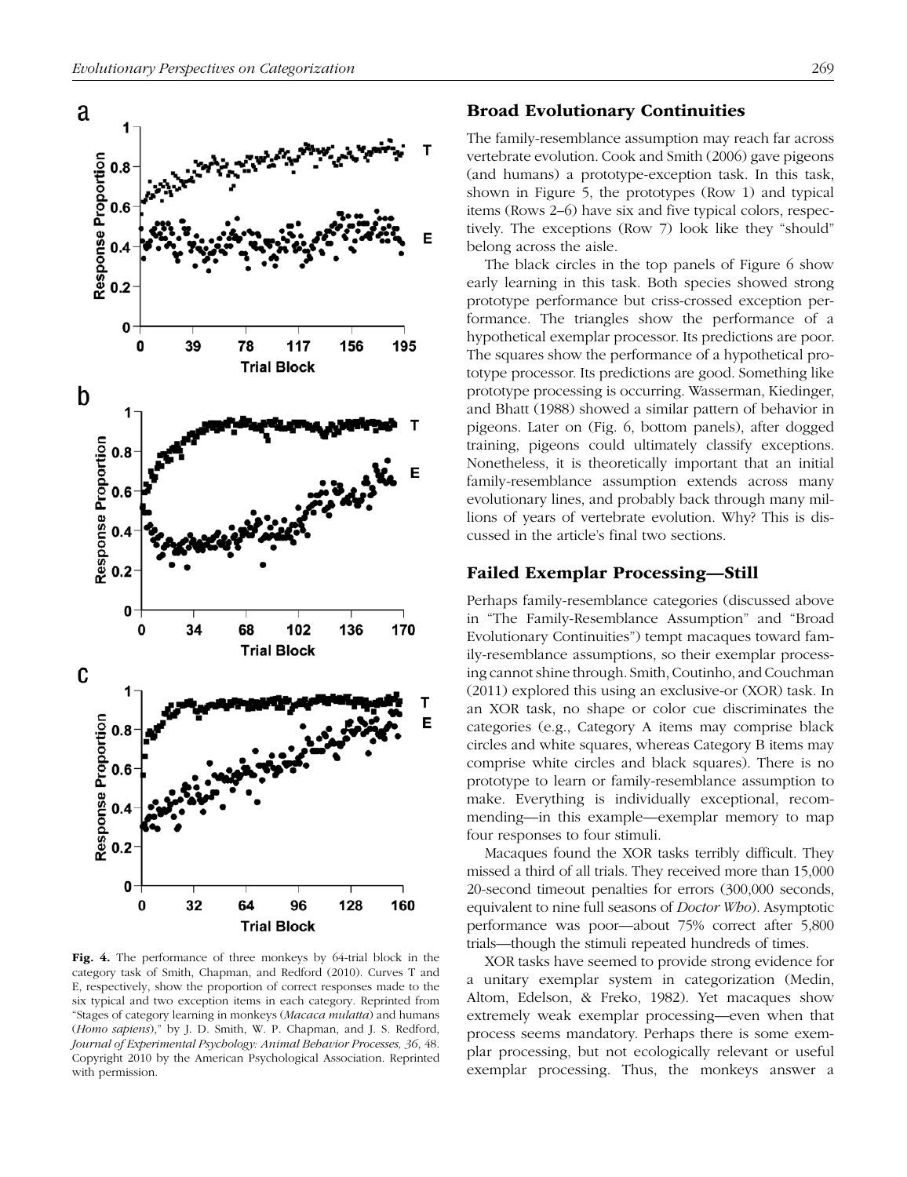**Fig. 4.** The performance of three monkeys by 64-trial block in the category task of Smith, Chapman, and Redford (2010). Curves T and E, respectively, show the proportion of correct responses made to the six typical and two exception items in each category. Reprinted from "Stages of category learning in monkeys (*Macaca mulatta*) and humans (*Homo sapiens*)," by J. D. Smith, W. P. Chapman, and J. S. Redford, *Journal of Experimental Psychology: Animal Behavior Processes, 36*, 48. Copyright 2010 by the American Psychological Association. Reprinted with permission.

## Broad Evolutionary Continuities

The family-resemblance assumption may reach far across vertebrate evolution. Cook and Smith (2006) gave pigeons (and humans) a prototype-exception task. In this task, shown in Figure 5, the prototypes (Row 1) and typical items (Rows 2–6) have six and five typical colors, respectively. The exceptions (Row 7) look like they "should" belong across the aisle.

The black circles in the top panels of Figure 6 show early learning in this task. Both species showed strong prototype performance but criss-crossed exception performance. The triangles show the performance of a hypothetical exemplar processor. Its predictions are poor. The squares show the performance of a hypothetical prototype processor. Its predictions are good. Something like prototype processing is occurring. Wasserman, Kiedinger, and Bhatt (1988) showed a similar pattern of behavior in pigeons. Later on (Fig. 6, bottom panels), after dogged training, pigeons could ultimately classify exceptions. Nonetheless, it is theoretically important that an initial family-resemblance assumption extends across many evolutionary lines, and probably back through many millions of years of vertebrate evolution. Why? This is discussed in the article's final two sections.

## Failed Exemplar Processing—Still

Perhaps family-resemblance categories (discussed above in "The Family-Resemblance Assumption" and "Broad Evolutionary Continuities") tempt macaques toward family-resemblance assumptions, so their exemplar processing cannot shine through. Smith, Coutinho, and Couchman (2011) explored this using an exclusive-or (XOR) task. In an XOR task, no shape or color cue discriminates the categories (e.g., Category A items may comprise black circles and white squares, whereas Category B items may comprise white circles and black squares). There is no prototype to learn or family-resemblance assumption to make. Everything is individually exceptional, recommending—in this example—exemplar memory to map four responses to four stimuli.

Macaques found the XOR tasks terribly difficult. They missed a third of all trials. They received more than 15,000 20-second timeout penalties for errors (300,000 seconds, equivalent to nine full seasons of *Doctor Who*). Asymptotic performance was poor—about 75% correct after 5,800 trials—though the stimuli repeated hundreds of times.

XOR tasks have seemed to provide strong evidence for a unitary exemplar system in categorization (Medin, Altom, Edelson, & Freko, 1982). Yet macaques show extremely weak exemplar processing—even when that process seems mandatory. Perhaps there is some exemplar processing, but not ecologically relevant or useful exemplar processing. Thus, the monkeys answer a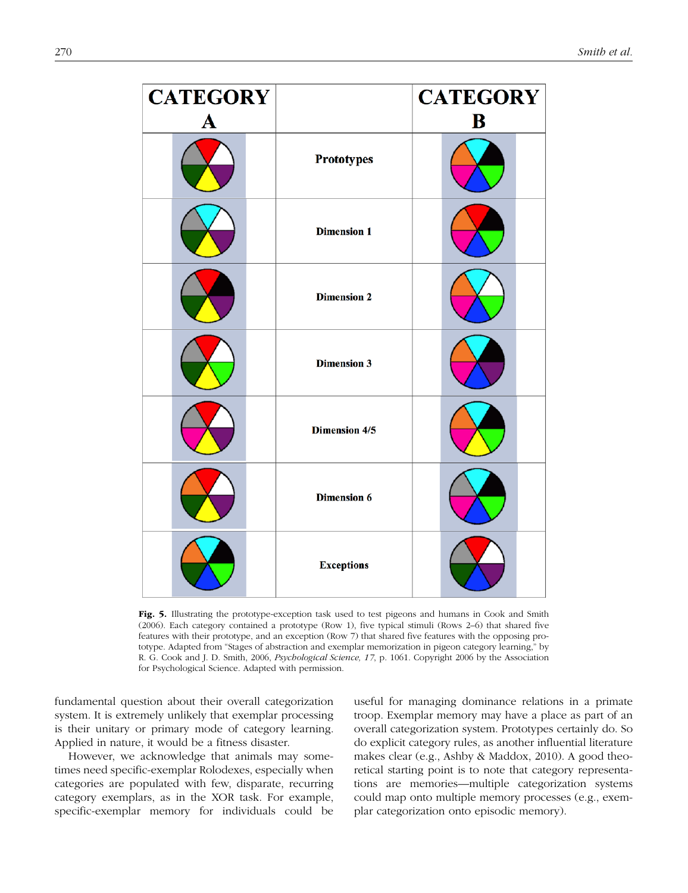| CATEGORY A | | CATEGORY B |
|---|---|---|
| | **Prototypes** | |
| | **Dimension 1** | |
| | **Dimension 2** | |
| | **Dimension 3** | |
| | **Dimension 4/5** | |
| | **Dimension 6** | |
| | **Exceptions** | |

**Fig. 5.** Illustrating the prototype-exception task used to test pigeons and humans in Cook and Smith (2006). Each category contained a prototype (Row 1), five typical stimuli (Rows 2–6) that shared five features with their prototype, and an exception (Row 7) that shared five features with the opposing prototype. Adapted from "Stages of abstraction and exemplar memorization in pigeon category learning," by R. G. Cook and J. D. Smith, 2006, *Psychological Science, 17*, p. 1061. Copyright 2006 by the Association for Psychological Science. Adapted with permission.

fundamental question about their overall categorization system. It is extremely unlikely that exemplar processing is their unitary or primary mode of category learning. Applied in nature, it would be a fitness disaster.

However, we acknowledge that animals may sometimes need specific-exemplar Rolodexes, especially when categories are populated with few, disparate, recurring category exemplars, as in the XOR task. For example, specific-exemplar memory for individuals could be useful for managing dominance relations in a primate troop. Exemplar memory may have a place as part of an overall categorization system. Prototypes certainly do. So do explicit category rules, as another influential literature makes clear (e.g., Ashby & Maddox, 2010). A good theoretical starting point is to note that category representations are memories—multiple categorization systems could map onto multiple memory processes (e.g., exemplar categorization onto episodic memory).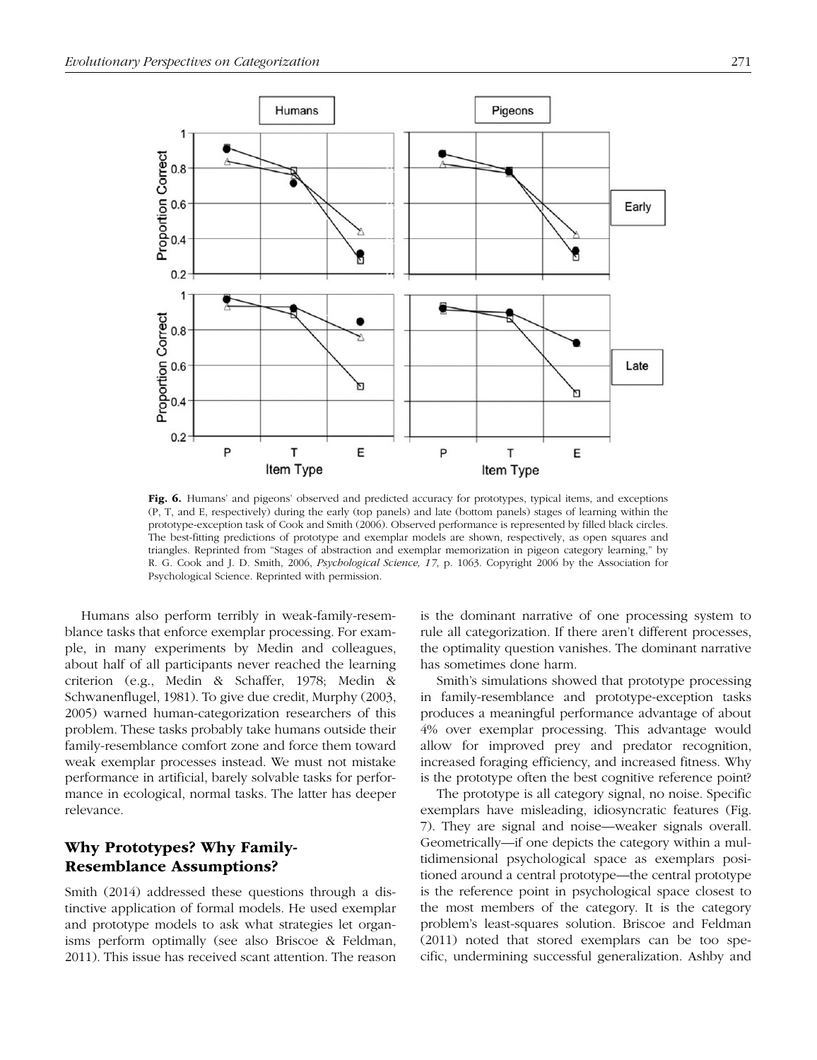Fig. 6. Humans' and pigeons' observed and predicted accuracy for prototypes, typical items, and exceptions (P, T, and E, respectively) during the early (top panels) and late (bottom panels) stages of learning within the prototype-exception task of Cook and Smith (2006). Observed performance is represented by filled black circles. The best-fitting predictions of prototype and exemplar models are shown, respectively, as open squares and triangles. Reprinted from "Stages of abstraction and exemplar memorization in pigeon category learning," by R. G. Cook and J. D. Smith, 2006, *Psychological Science, 17*, p. 1063. Copyright 2006 by the Association for Psychological Science. Reprinted with permission.

Humans also perform terribly in weak-family-resemblance tasks that enforce exemplar processing. For example, in many experiments by Medin and colleagues, about half of all participants never reached the learning criterion (e.g., Medin & Schaffer, 1978; Medin & Schwanenflugel, 1981). To give due credit, Murphy (2003, 2005) warned human-categorization researchers of this problem. These tasks probably take humans outside their family-resemblance comfort zone and force them toward weak exemplar processes instead. We must not mistake performance in artificial, barely solvable tasks for performance in ecological, normal tasks. The latter has deeper relevance.

## Why Prototypes? Why Family-Resemblance Assumptions?

Smith (2014) addressed these questions through a distinctive application of formal models. He used exemplar and prototype models to ask what strategies let organisms perform optimally (see also Briscoe & Feldman, 2011). This issue has received scant attention. The reason is the dominant narrative of one processing system to rule all categorization. If there aren't different processes, the optimality question vanishes. The dominant narrative has sometimes done harm.

Smith's simulations showed that prototype processing in family-resemblance and prototype-exception tasks produces a meaningful performance advantage of about 4% over exemplar processing. This advantage would allow for improved prey and predator recognition, increased foraging efficiency, and increased fitness. Why is the prototype often the best cognitive reference point?

The prototype is all category signal, no noise. Specific exemplars have misleading, idiosyncratic features (Fig. 7). They are signal and noise—weaker signals overall. Geometrically—if one depicts the category within a multidimensional psychological space as exemplars positioned around a central prototype—the central prototype is the reference point in psychological space closest to the most members of the category. It is the category problem's least-squares solution. Briscoe and Feldman (2011) noted that stored exemplars can be too specific, undermining successful generalization. Ashby and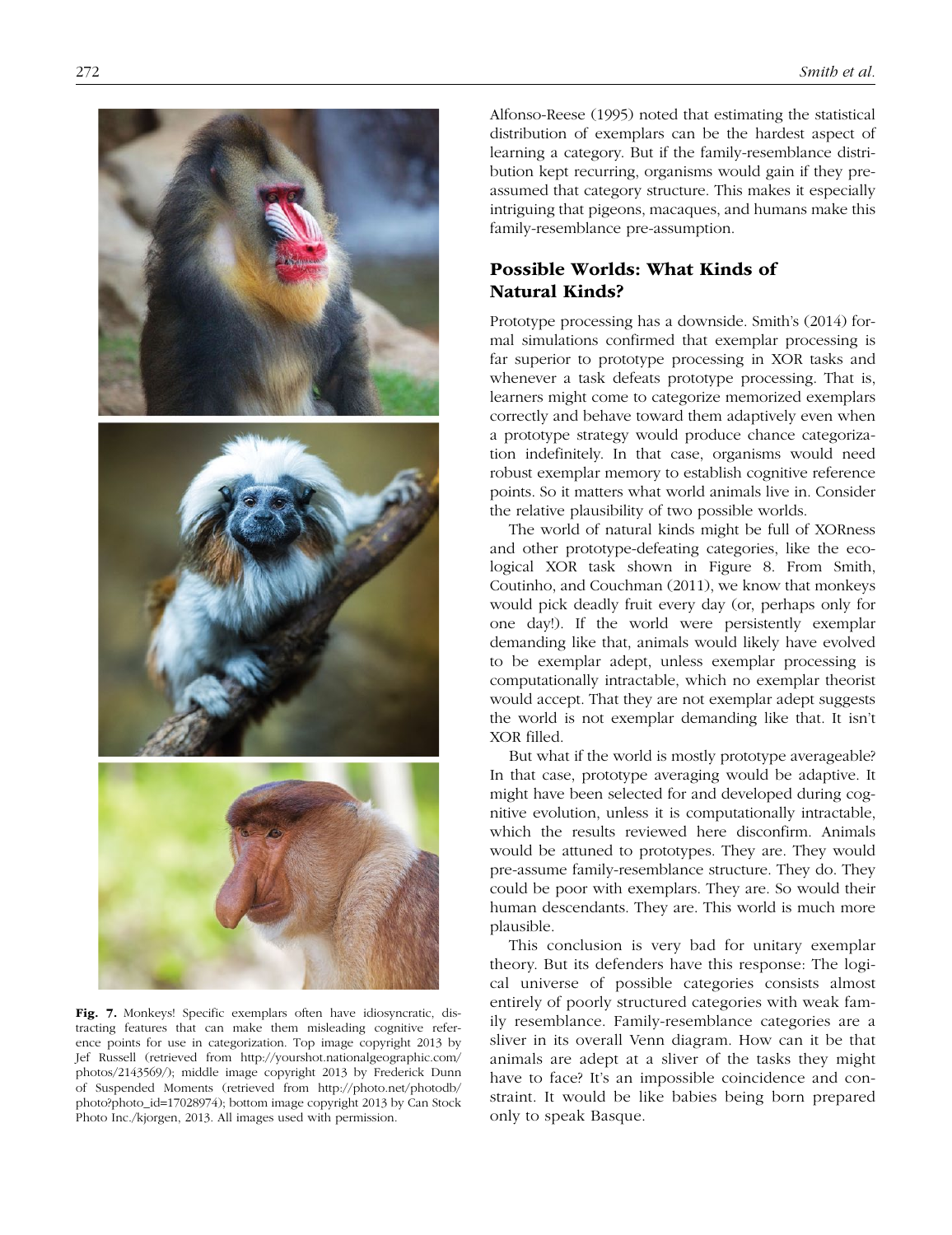Fig. 7. Monkeys! Specific exemplars often have idiosyncratic, distracting features that can make them misleading cognitive reference points for use in categorization. Top image copyright 2013 by Jef Russell (retrieved from http://yourshot.nationalgeographic.com/photos/2143569/); middle image copyright 2013 by Frederick Dunn of Suspended Moments (retrieved from http://photo.net/photodb/photo?photo_id=17028974); bottom image copyright 2013 by Can Stock Photo Inc./kjorgen, 2013. All images used with permission.

Alfonso-Reese (1995) noted that estimating the statistical distribution of exemplars can be the hardest aspect of learning a category. But if the family-resemblance distribution kept recurring, organisms would gain if they pre-assumed that category structure. This makes it especially intriguing that pigeons, macaques, and humans make this family-resemblance pre-assumption.

## Possible Worlds: What Kinds of Natural Kinds?

Prototype processing has a downside. Smith's (2014) formal simulations confirmed that exemplar processing is far superior to prototype processing in XOR tasks and whenever a task defeats prototype processing. That is, learners might come to categorize memorized exemplars correctly and behave toward them adaptively even when a prototype strategy would produce chance categorization indefinitely. In that case, organisms would need robust exemplar memory to establish cognitive reference points. So it matters what world animals live in. Consider the relative plausibility of two possible worlds.

The world of natural kinds might be full of XORness and other prototype-defeating categories, like the ecological XOR task shown in Figure 8. From Smith, Coutinho, and Couchman (2011), we know that monkeys would pick deadly fruit every day (or, perhaps only for one day!). If the world were persistently exemplar demanding like that, animals would likely have evolved to be exemplar adept, unless exemplar processing is computationally intractable, which no exemplar theorist would accept. That they are not exemplar adept suggests the world is not exemplar demanding like that. It isn't XOR filled.

But what if the world is mostly prototype averageable? In that case, prototype averaging would be adaptive. It might have been selected for and developed during cognitive evolution, unless it is computationally intractable, which the results reviewed here disconfirm. Animals would be attuned to prototypes. They are. They would pre-assume family-resemblance structure. They do. They could be poor with exemplars. They are. So would their human descendants. They are. This world is much more plausible.

This conclusion is very bad for unitary exemplar theory. But its defenders have this response: The logical universe of possible categories consists almost entirely of poorly structured categories with weak family resemblance. Family-resemblance categories are a sliver in its overall Venn diagram. How can it be that animals are adept at a sliver of the tasks they might have to face? It's an impossible coincidence and constraint. It would be like babies being born prepared only to speak Basque.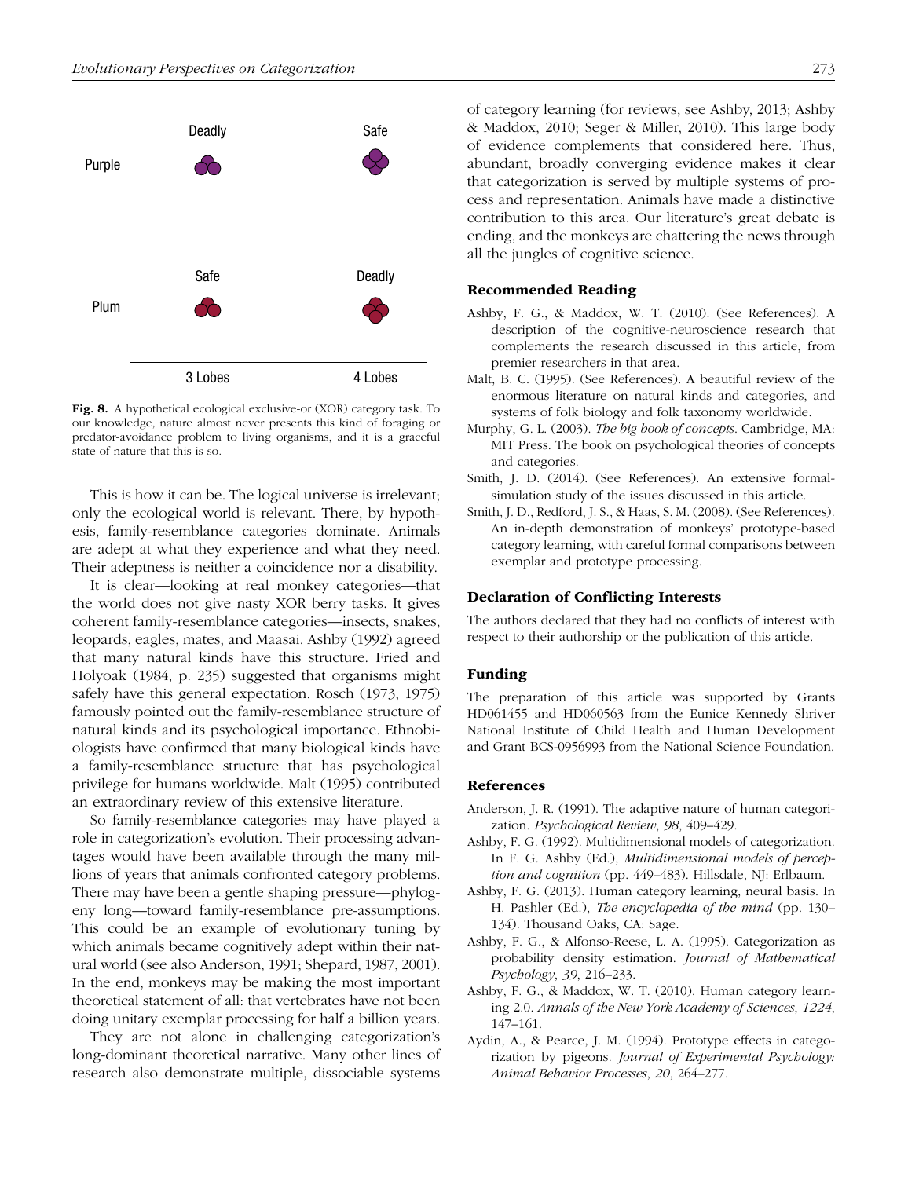Fig. 8. A hypothetical ecological exclusive-or (XOR) category task. To our knowledge, nature almost never presents this kind of foraging or predator-avoidance problem to living organisms, and it is a graceful state of nature that this is so.

This is how it can be. The logical universe is irrelevant; only the ecological world is relevant. There, by hypothesis, family-resemblance categories dominate. Animals are adept at what they experience and what they need. Their adeptness is neither a coincidence nor a disability.

It is clear—looking at real monkey categories—that the world does not give nasty XOR berry tasks. It gives coherent family-resemblance categories—insects, snakes, leopards, eagles, mates, and Maasai. Ashby (1992) agreed that many natural kinds have this structure. Fried and Holyoak (1984, p. 235) suggested that organisms might safely have this general expectation. Rosch (1973, 1975) famously pointed out the family-resemblance structure of natural kinds and its psychological importance. Ethnobiologists have confirmed that many biological kinds have a family-resemblance structure that has psychological privilege for humans worldwide. Malt (1995) contributed an extraordinary review of this extensive literature.

So family-resemblance categories may have played a role in categorization's evolution. Their processing advantages would have been available through the many millions of years that animals confronted category problems. There may have been a gentle shaping pressure—phylogeny long—toward family-resemblance pre-assumptions. This could be an example of evolutionary tuning by which animals became cognitively adept within their natural world (see also Anderson, 1991; Shepard, 1987, 2001). In the end, monkeys may be making the most important theoretical statement of all: that vertebrates have not been doing unitary exemplar processing for half a billion years.

They are not alone in challenging categorization's long-dominant theoretical narrative. Many other lines of research also demonstrate multiple, dissociable systems of category learning (for reviews, see Ashby, 2013; Ashby & Maddox, 2010; Seger & Miller, 2010). This large body of evidence complements that considered here. Thus, abundant, broadly converging evidence makes it clear that categorization is served by multiple systems of process and representation. Animals have made a distinctive contribution to this area. Our literature's great debate is ending, and the monkeys are chattering the news through all the jungles of cognitive science.

## Recommended Reading

Ashby, F. G., & Maddox, W. T. (2010). (See References). A description of the cognitive-neuroscience research that complements the research discussed in this article, from premier researchers in that area.

Malt, B. C. (1995). (See References). A beautiful review of the enormous literature on natural kinds and categories, and systems of folk biology and folk taxonomy worldwide.

Murphy, G. L. (2003). *The big book of concepts*. Cambridge, MA: MIT Press. The book on psychological theories of concepts and categories.

Smith, J. D. (2014). (See References). An extensive formal-simulation study of the issues discussed in this article.

Smith, J. D., Redford, J. S., & Haas, S. M. (2008). (See References). An in-depth demonstration of monkeys' prototype-based category learning, with careful formal comparisons between exemplar and prototype processing.

## Declaration of Conflicting Interests

The authors declared that they had no conflicts of interest with respect to their authorship or the publication of this article.

## Funding

The preparation of this article was supported by Grants HD061455 and HD060563 from the Eunice Kennedy Shriver National Institute of Child Health and Human Development and Grant BCS-0956993 from the National Science Foundation.

## References

Anderson, J. R. (1991). The adaptive nature of human categorization. *Psychological Review*, *98*, 409–429.

Ashby, F. G. (1992). Multidimensional models of categorization. In F. G. Ashby (Ed.), *Multidimensional models of perception and cognition* (pp. 449–483). Hillsdale, NJ: Erlbaum.

Ashby, F. G. (2013). Human category learning, neural basis. In H. Pashler (Ed.), *The encyclopedia of the mind* (pp. 130–134). Thousand Oaks, CA: Sage.

Ashby, F. G., & Alfonso-Reese, L. A. (1995). Categorization as probability density estimation. *Journal of Mathematical Psychology*, *39*, 216–233.

Ashby, F. G., & Maddox, W. T. (2010). Human category learning 2.0. *Annals of the New York Academy of Sciences*, *1224*, 147–161.

Aydin, A., & Pearce, J. M. (1994). Prototype effects in categorization by pigeons. *Journal of Experimental Psychology: Animal Behavior Processes*, *20*, 264–277.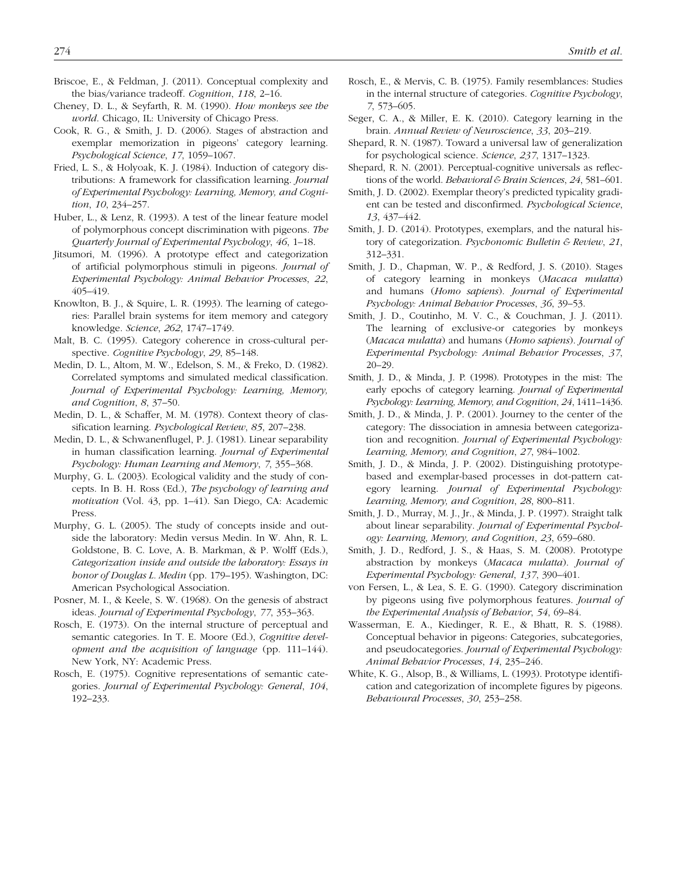Briscoe, E., & Feldman, J. (2011). Conceptual complexity and the bias/variance tradeoff. *Cognition*, *118*, 2–16.

Cheney, D. L., & Seyfarth, R. M. (1990). *How monkeys see the world*. Chicago, IL: University of Chicago Press.

Cook, R. G., & Smith, J. D. (2006). Stages of abstraction and exemplar memorization in pigeons' category learning. *Psychological Science*, *17*, 1059–1067.

Fried, L. S., & Holyoak, K. J. (1984). Induction of category distributions: A framework for classification learning. *Journal of Experimental Psychology: Learning, Memory, and Cognition*, *10*, 234–257.

Huber, L., & Lenz, R. (1993). A test of the linear feature model of polymorphous concept discrimination with pigeons. *The Quarterly Journal of Experimental Psychology*, *46*, 1–18.

Jitsumori, M. (1996). A prototype effect and categorization of artificial polymorphous stimuli in pigeons. *Journal of Experimental Psychology: Animal Behavior Processes*, *22*, 405–419.

Knowlton, B. J., & Squire, L. R. (1993). The learning of categories: Parallel brain systems for item memory and category knowledge. *Science*, *262*, 1747–1749.

Malt, B. C. (1995). Category coherence in cross-cultural perspective. *Cognitive Psychology*, *29*, 85–148.

Medin, D. L., Altom, M. W., Edelson, S. M., & Freko, D. (1982). Correlated symptoms and simulated medical classification. *Journal of Experimental Psychology: Learning, Memory, and Cognition*, *8*, 37–50.

Medin, D. L., & Schaffer, M. M. (1978). Context theory of classification learning. *Psychological Review*, *85*, 207–238.

Medin, D. L., & Schwanenflugel, P. J. (1981). Linear separability in human classification learning. *Journal of Experimental Psychology: Human Learning and Memory*, *7*, 355–368.

Murphy, G. L. (2003). Ecological validity and the study of concepts. In B. H. Ross (Ed.), *The psychology of learning and motivation* (Vol. 43, pp. 1–41). San Diego, CA: Academic Press.

Murphy, G. L. (2005). The study of concepts inside and outside the laboratory: Medin versus Medin. In W. Ahn, R. L. Goldstone, B. C. Love, A. B. Markman, & P. Wolff (Eds.), *Categorization inside and outside the laboratory: Essays in honor of Douglas L. Medin* (pp. 179–195). Washington, DC: American Psychological Association.

Posner, M. I., & Keele, S. W. (1968). On the genesis of abstract ideas. *Journal of Experimental Psychology*, *77*, 353–363.

Rosch, E. (1973). On the internal structure of perceptual and semantic categories. In T. E. Moore (Ed.), *Cognitive development and the acquisition of language* (pp. 111–144). New York, NY: Academic Press.

Rosch, E. (1975). Cognitive representations of semantic categories. *Journal of Experimental Psychology: General*, *104*, 192–233.

Rosch, E., & Mervis, C. B. (1975). Family resemblances: Studies in the internal structure of categories. *Cognitive Psychology*, *7*, 573–605.

Seger, C. A., & Miller, E. K. (2010). Category learning in the brain. *Annual Review of Neuroscience*, *33*, 203–219.

Shepard, R. N. (1987). Toward a universal law of generalization for psychological science. *Science*, *237*, 1317–1323.

Shepard, R. N. (2001). Perceptual-cognitive universals as reflections of the world. *Behavioral & Brain Sciences*, *24*, 581–601.

Smith, J. D. (2002). Exemplar theory's predicted typicality gradient can be tested and disconfirmed. *Psychological Science*, *13*, 437–442.

Smith, J. D. (2014). Prototypes, exemplars, and the natural history of categorization. *Psychonomic Bulletin & Review*, *21*, 312–331.

Smith, J. D., Chapman, W. P., & Redford, J. S. (2010). Stages of category learning in monkeys (*Macaca mulatta*) and humans (*Homo sapiens*). *Journal of Experimental Psychology: Animal Behavior Processes*, *36*, 39–53.

Smith, J. D., Coutinho, M. V. C., & Couchman, J. J. (2011). The learning of exclusive-or categories by monkeys (*Macaca mulatta*) and humans (*Homo sapiens*). *Journal of Experimental Psychology: Animal Behavior Processes*, *37*, 20–29.

Smith, J. D., & Minda, J. P. (1998). Prototypes in the mist: The early epochs of category learning. *Journal of Experimental Psychology: Learning, Memory, and Cognition*, *24*, 1411–1436.

Smith, J. D., & Minda, J. P. (2001). Journey to the center of the category: The dissociation in amnesia between categorization and recognition. *Journal of Experimental Psychology: Learning, Memory, and Cognition*, *27*, 984–1002.

Smith, J. D., & Minda, J. P. (2002). Distinguishing prototype-based and exemplar-based processes in dot-pattern category learning. *Journal of Experimental Psychology: Learning, Memory, and Cognition*, *28*, 800–811.

Smith, J. D., Murray, M. J., Jr., & Minda, J. P. (1997). Straight talk about linear separability. *Journal of Experimental Psychology: Learning, Memory, and Cognition*, *23*, 659–680.

Smith, J. D., Redford, J. S., & Haas, S. M. (2008). Prototype abstraction by monkeys (*Macaca mulatta*). *Journal of Experimental Psychology: General*, *137*, 390–401.

von Fersen, L., & Lea, S. E. G. (1990). Category discrimination by pigeons using five polymorphous features. *Journal of the Experimental Analysis of Behavior*, *54*, 69–84.

Wasserman, E. A., Kiedinger, R. E., & Bhatt, R. S. (1988). Conceptual behavior in pigeons: Categories, subcategories, and pseudocategories. *Journal of Experimental Psychology: Animal Behavior Processes*, *14*, 235–246.

White, K. G., Alsop, B., & Williams, L. (1993). Prototype identification and categorization of incomplete figures by pigeons. *Behavioural Processes*, *30*, 253–258.